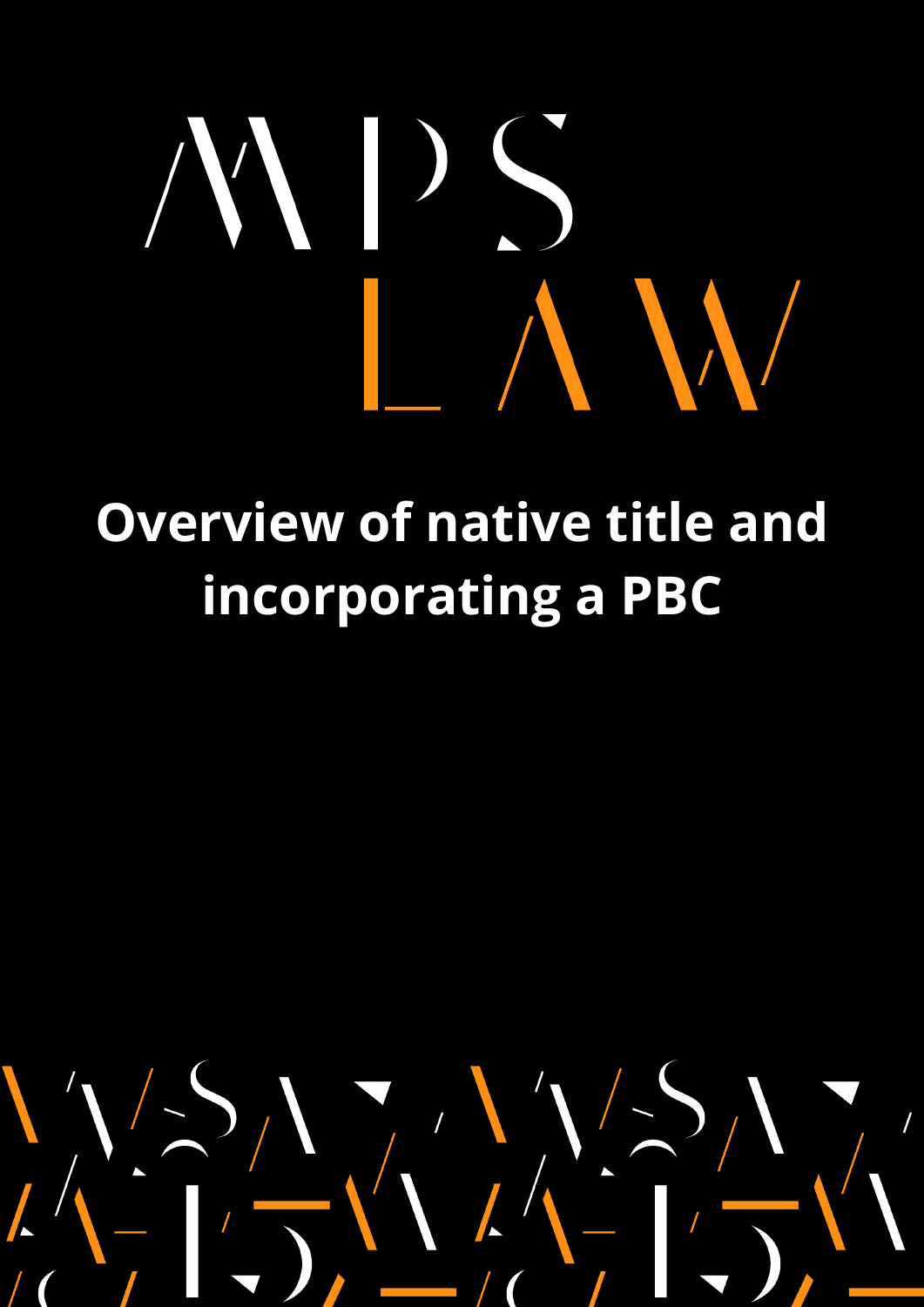MPS LAW

# Overview of native title and incorporating a PBC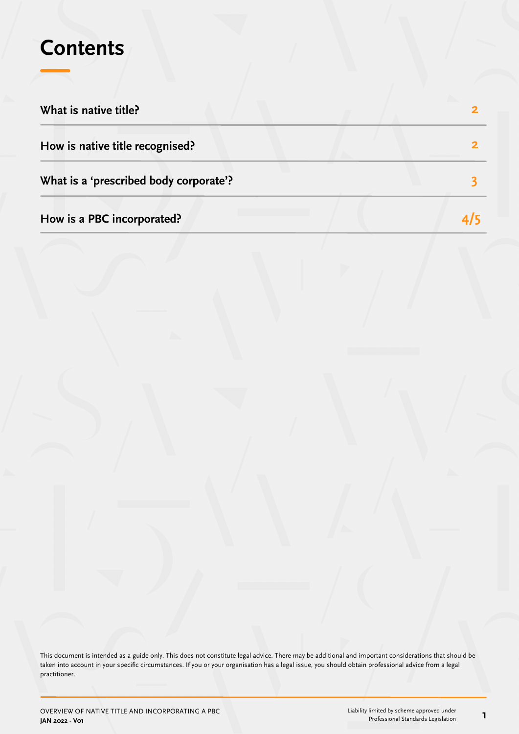# Contents

| | |
|---|---|
| **What is native title?** | 2 |
| **How is native title recognised?** | 2 |
| **What is a 'prescribed body corporate'?** | 3 |
| **How is a PBC incorporated?** | 4/5 |

This document is intended as a guide only. This does not constitute legal advice. There may be additional and important considerations that should be taken into account in your specific circumstances. If you or your organisation has a legal issue, you should obtain professional advice from a legal practitioner.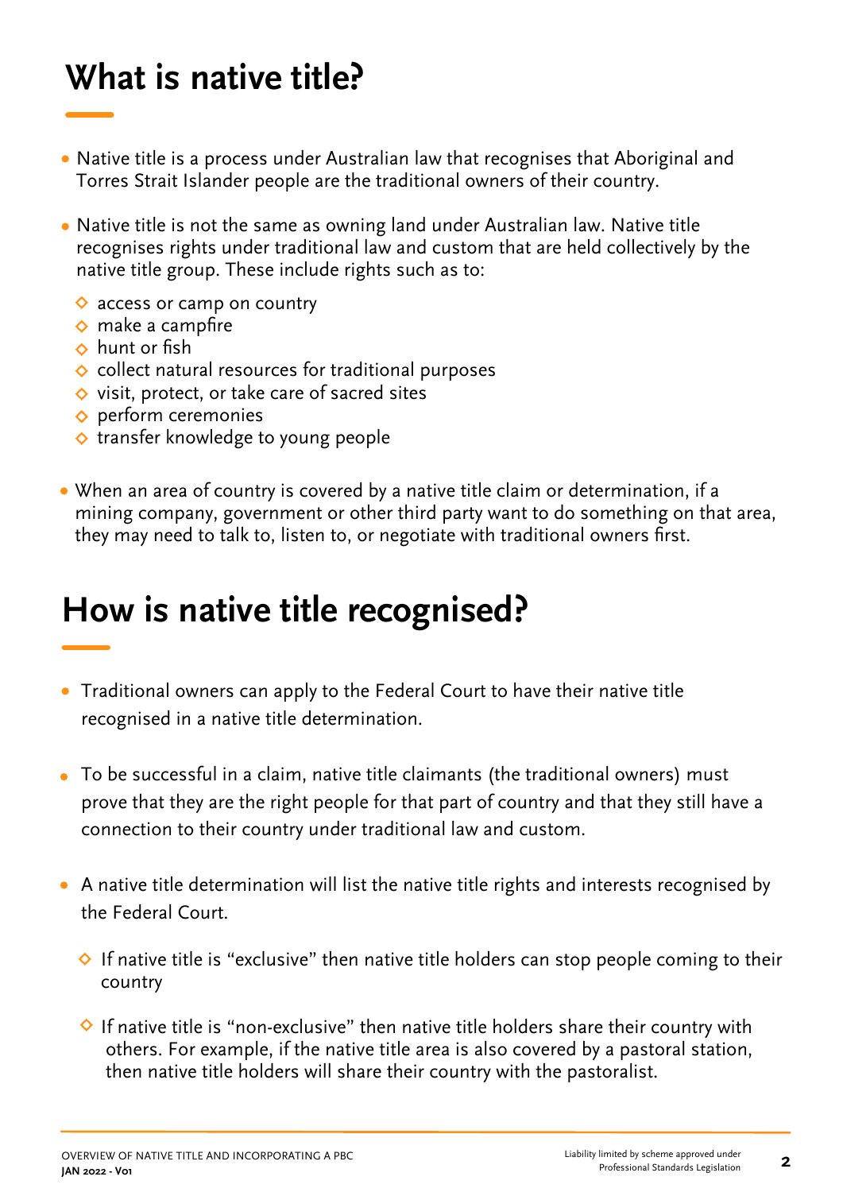# What is native title?

- Native title is a process under Australian law that recognises that Aboriginal and Torres Strait Islander people are the traditional owners of their country.
- Native title is not the same as owning land under Australian law. Native title recognises rights under traditional law and custom that are held collectively by the native title group. These include rights such as to:
  - access or camp on country
  - make a campfire
  - hunt or fish
  - collect natural resources for traditional purposes
  - visit, protect, or take care of sacred sites
  - perform ceremonies
  - transfer knowledge to young people
- When an area of country is covered by a native title claim or determination, if a mining company, government or other third party want to do something on that area, they may need to talk to, listen to, or negotiate with traditional owners first.

# How is native title recognised?

- Traditional owners can apply to the Federal Court to have their native title recognised in a native title determination.
- To be successful in a claim, native title claimants (the traditional owners) must prove that they are the right people for that part of country and that they still have a connection to their country under traditional law and custom.
- A native title determination will list the native title rights and interests recognised by the Federal Court.
  - If native title is "exclusive" then native title holders can stop people coming to their country
  - If native title is "non-exclusive" then native title holders share their country with others. For example, if the native title area is also covered by a pastoral station, then native title holders will share their country with the pastoralist.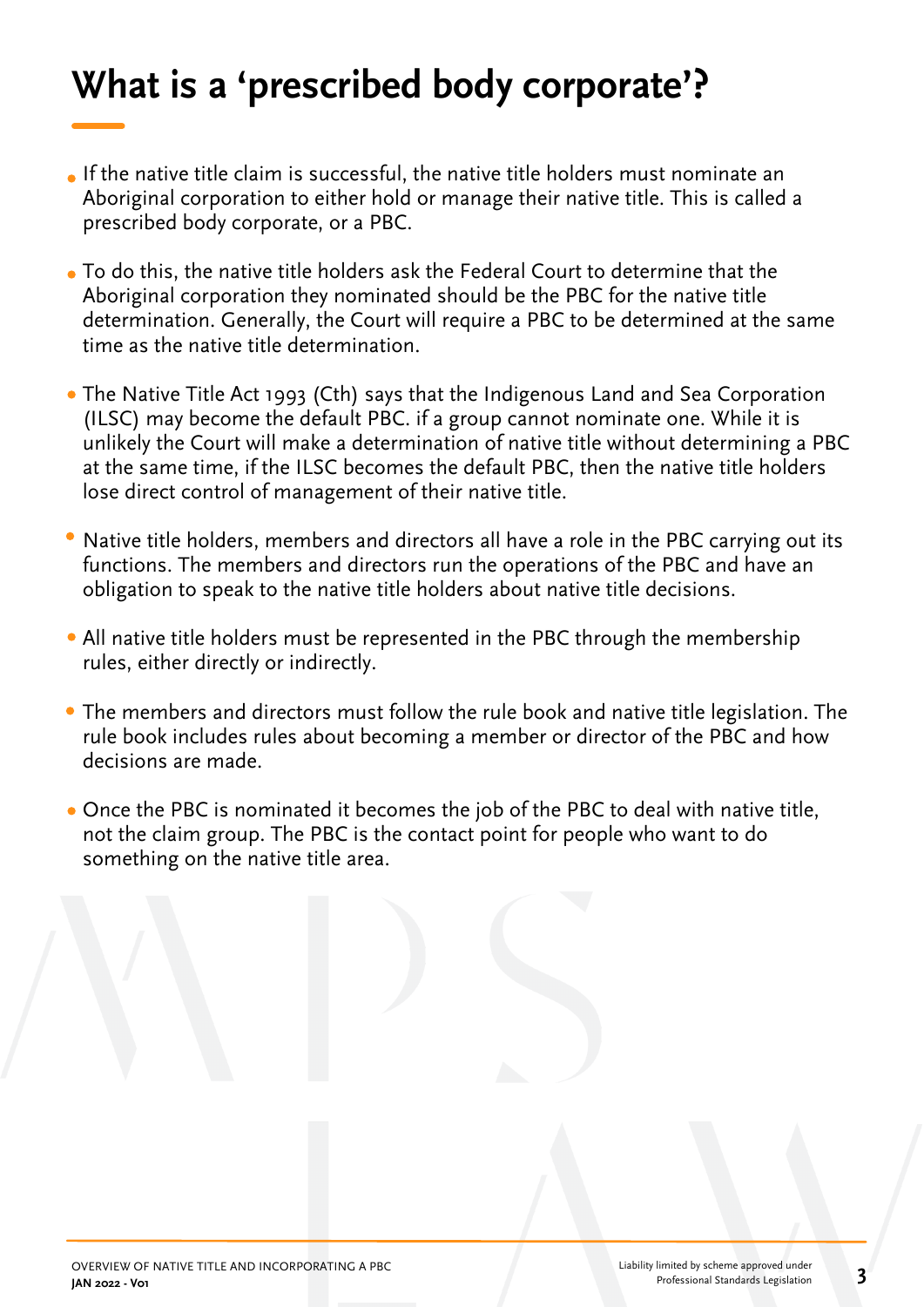# What is a 'prescribed body corporate'?

- If the native title claim is successful, the native title holders must nominate an Aboriginal corporation to either hold or manage their native title. This is called a prescribed body corporate, or a PBC.
- To do this, the native title holders ask the Federal Court to determine that the Aboriginal corporation they nominated should be the PBC for the native title determination. Generally, the Court will require a PBC to be determined at the same time as the native title determination.
- The Native Title Act 1993 (Cth) says that the Indigenous Land and Sea Corporation (ILSC) may become the default PBC. if a group cannot nominate one. While it is unlikely the Court will make a determination of native title without determining a PBC at the same time, if the ILSC becomes the default PBC, then the native title holders lose direct control of management of their native title.
- Native title holders, members and directors all have a role in the PBC carrying out its functions. The members and directors run the operations of the PBC and have an obligation to speak to the native title holders about native title decisions.
- All native title holders must be represented in the PBC through the membership rules, either directly or indirectly.
- The members and directors must follow the rule book and native title legislation. The rule book includes rules about becoming a member or director of the PBC and how decisions are made.
- Once the PBC is nominated it becomes the job of the PBC to deal with native title, not the claim group. The PBC is the contact point for people who want to do something on the native title area.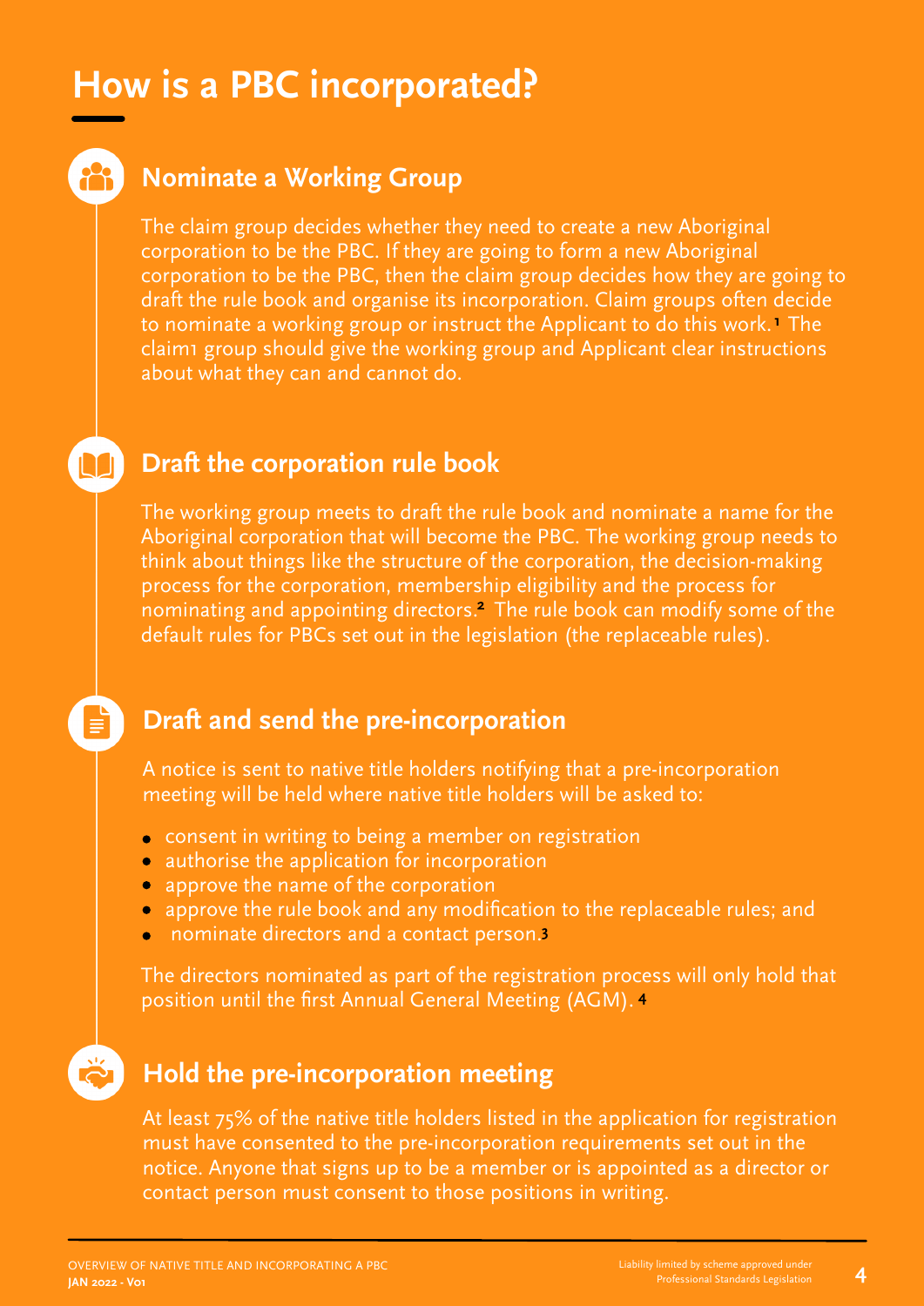# How is a PBC incorporated?

## Nominate a Working Group

The claim group decides whether they need to create a new Aboriginal corporation to be the PBC. If they are going to form a new Aboriginal corporation to be the PBC, then the claim group decides how they are going to draft the rule book and organise its incorporation. Claim groups often decide to nominate a working group or instruct the Applicant to do this work.[1] The claim1 group should give the working group and Applicant clear instructions about what they can and cannot do.

## Draft the corporation rule book

The working group meets to draft the rule book and nominate a name for the Aboriginal corporation that will become the PBC. The working group needs to think about things like the structure of the corporation, the decision-making process for the corporation, membership eligibility and the process for nominating and appointing directors.[2] The rule book can modify some of the default rules for PBCs set out in the legislation (the replaceable rules).

## Draft and send the pre-incorporation

A notice is sent to native title holders notifying that a pre-incorporation meeting will be held where native title holders will be asked to:

- consent in writing to being a member on registration
- authorise the application for incorporation
- approve the name of the corporation
- approve the rule book and any modification to the replaceable rules; and
- nominate directors and a contact person.[3]

The directors nominated as part of the registration process will only hold that position until the first Annual General Meeting (AGM).[4]

## Hold the pre-incorporation meeting

At least 75% of the native title holders listed in the application for registration must have consented to the pre-incorporation requirements set out in the notice. Anyone that signs up to be a member or is appointed as a director or contact person must consent to those positions in writing.

Liability limited by scheme approved under Professional Standards Legislation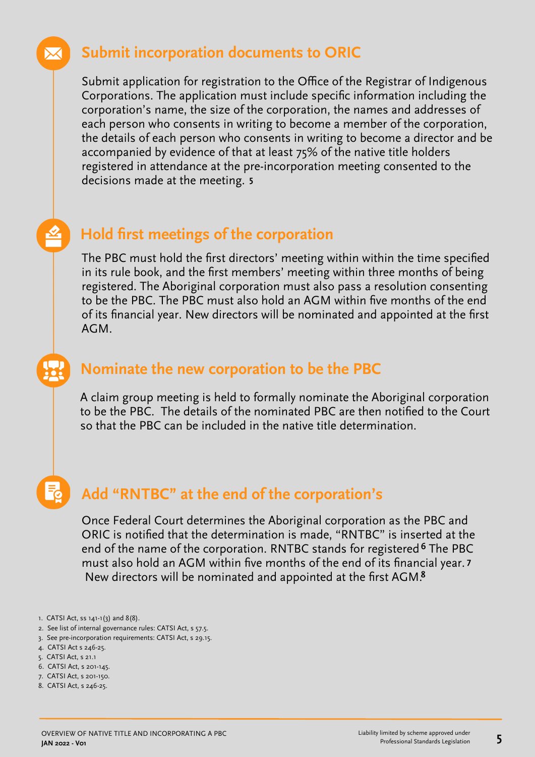## Submit incorporation documents to ORIC

Submit application for registration to the Office of the Registrar of Indigenous Corporations. The application must include specific information including the corporation's name, the size of the corporation, the names and addresses of each person who consents in writing to become a member of the corporation, the details of each person who consents in writing to become a director and be accompanied by evidence of that at least 75% of the native title holders registered in attendance at the pre-incorporation meeting consented to the decisions made at the meeting. [5]

## Hold first meetings of the corporation

The PBC must hold the first directors' meeting within within the time specified in its rule book, and the first members' meeting within three months of being registered. The Aboriginal corporation must also pass a resolution consenting to be the PBC. The PBC must also hold an AGM within five months of the end of its financial year. New directors will be nominated and appointed at the first AGM.

## Nominate the new corporation to be the PBC

A claim group meeting is held to formally nominate the Aboriginal corporation to be the PBC. The details of the nominated PBC are then notified to the Court so that the PBC can be included in the native title determination.

## Add "RNTBC" at the end of the corporation's

Once Federal Court determines the Aboriginal corporation as the PBC and ORIC is notified that the determination is made, "RNTBC" is inserted at the end of the name of the corporation. RNTBC stands for registered [6] The PBC must also hold an AGM within five months of the end of its financial year. [7] New directors will be nominated and appointed at the first AGM.[8]

1. CATSI Act, ss 141-1(3) and 8(8).
2. See list of internal governance rules: CATSI Act, s 57.5.
3. See pre-incorporation requirements: CATSI Act, s 29.15.
4. CATSI Act s 246-25.
5. CATSI Act, s 21.1
6. CATSI Act, s 201-145.
7. CATSI Act, s 201-150.
8. CATSI Act, s 246-25.

Liability limited by scheme approved under Professional Standards Legislation